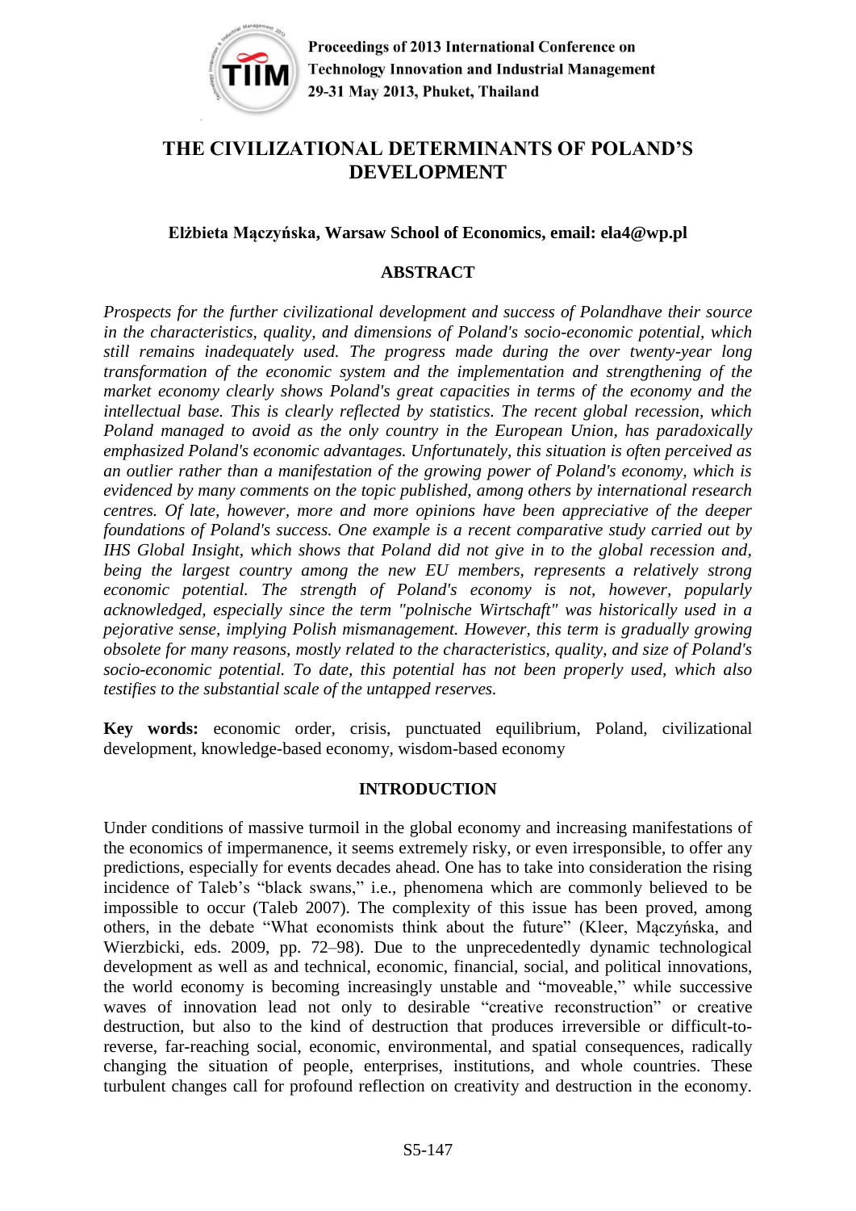# THE CIVILIZATIONAL DETERMINANTS OF POLAND'S DEVELOPMENT

**Elżbieta Mączyńska, Warsaw School of Economics, email: ela4@wp.pl**

## ABSTRACT

*Prospects for the further civilizational development and success of Polandhave their source in the characteristics, quality, and dimensions of Poland's socio-economic potential, which still remains inadequately used. The progress made during the over twenty-year long transformation of the economic system and the implementation and strengthening of the market economy clearly shows Poland's great capacities in terms of the economy and the intellectual base. This is clearly reflected by statistics. The recent global recession, which Poland managed to avoid as the only country in the European Union, has paradoxically emphasized Poland's economic advantages. Unfortunately, this situation is often perceived as an outlier rather than a manifestation of the growing power of Poland's economy, which is evidenced by many comments on the topic published, among others by international research centres. Of late, however, more and more opinions have been appreciative of the deeper foundations of Poland's success. One example is a recent comparative study carried out by IHS Global Insight, which shows that Poland did not give in to the global recession and, being the largest country among the new EU members, represents a relatively strong economic potential. The strength of Poland's economy is not, however, popularly acknowledged, especially since the term "polnische Wirtschaft" was historically used in a pejorative sense, implying Polish mismanagement. However, this term is gradually growing obsolete for many reasons, mostly related to the characteristics, quality, and size of Poland's socio-economic potential. To date, this potential has not been properly used, which also testifies to the substantial scale of the untapped reserves.*

**Key words:** economic order, crisis, punctuated equilibrium, Poland, civilizational development, knowledge-based economy, wisdom-based economy

## INTRODUCTION

Under conditions of massive turmoil in the global economy and increasing manifestations of the economics of impermanence, it seems extremely risky, or even irresponsible, to offer any predictions, especially for events decades ahead. One has to take into consideration the rising incidence of Taleb's "black swans," i.e., phenomena which are commonly believed to be impossible to occur (Taleb 2007). The complexity of this issue has been proved, among others, in the debate "What economists think about the future" (Kleer, Mączyńska, and Wierzbicki, eds. 2009, pp. 72–98). Due to the unprecedentedly dynamic technological development as well as and technical, economic, financial, social, and political innovations, the world economy is becoming increasingly unstable and "moveable," while successive waves of innovation lead not only to desirable "creative reconstruction" or creative destruction, but also to the kind of destruction that produces irreversible or difficult-to-reverse, far-reaching social, economic, environmental, and spatial consequences, radically changing the situation of people, enterprises, institutions, and whole countries. These turbulent changes call for profound reflection on creativity and destruction in the economy.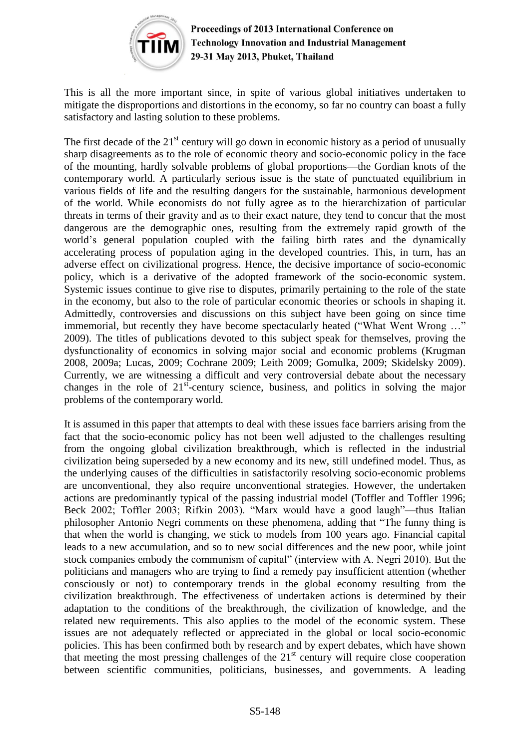This is all the more important since, in spite of various global initiatives undertaken to mitigate the disproportions and distortions in the economy, so far no country can boast a fully satisfactory and lasting solution to these problems.

The first decade of the 21st century will go down in economic history as a period of unusually sharp disagreements as to the role of economic theory and socio-economic policy in the face of the mounting, hardly solvable problems of global proportions—the Gordian knots of the contemporary world. A particularly serious issue is the state of punctuated equilibrium in various fields of life and the resulting dangers for the sustainable, harmonious development of the world. While economists do not fully agree as to the hierarchization of particular threats in terms of their gravity and as to their exact nature, they tend to concur that the most dangerous are the demographic ones, resulting from the extremely rapid growth of the world's general population coupled with the failing birth rates and the dynamically accelerating process of population aging in the developed countries. This, in turn, has an adverse effect on civilizational progress. Hence, the decisive importance of socio-economic policy, which is a derivative of the adopted framework of the socio-economic system. Systemic issues continue to give rise to disputes, primarily pertaining to the role of the state in the economy, but also to the role of particular economic theories or schools in shaping it. Admittedly, controversies and discussions on this subject have been going on since time immemorial, but recently they have become spectacularly heated ("What Went Wrong …" 2009). The titles of publications devoted to this subject speak for themselves, proving the dysfunctionality of economics in solving major social and economic problems (Krugman 2008, 2009a; Lucas, 2009; Cochrane 2009; Leith 2009; Gomulka, 2009; Skidelsky 2009). Currently, we are witnessing a difficult and very controversial debate about the necessary changes in the role of 21st-century science, business, and politics in solving the major problems of the contemporary world.

It is assumed in this paper that attempts to deal with these issues face barriers arising from the fact that the socio-economic policy has not been well adjusted to the challenges resulting from the ongoing global civilization breakthrough, which is reflected in the industrial civilization being superseded by a new economy and its new, still undefined model. Thus, as the underlying causes of the difficulties in satisfactorily resolving socio-economic problems are unconventional, they also require unconventional strategies. However, the undertaken actions are predominantly typical of the passing industrial model (Toffler and Toffler 1996; Beck 2002; Toffler 2003; Rifkin 2003). "Marx would have a good laugh"—thus Italian philosopher Antonio Negri comments on these phenomena, adding that "The funny thing is that when the world is changing, we stick to models from 100 years ago. Financial capital leads to a new accumulation, and so to new social differences and the new poor, while joint stock companies embody the communism of capital" (interview with A. Negri 2010). But the politicians and managers who are trying to find a remedy pay insufficient attention (whether consciously or not) to contemporary trends in the global economy resulting from the civilization breakthrough. The effectiveness of undertaken actions is determined by their adaptation to the conditions of the breakthrough, the civilization of knowledge, and the related new requirements. This also applies to the model of the economic system. These issues are not adequately reflected or appreciated in the global or local socio-economic policies. This has been confirmed both by research and by expert debates, which have shown that meeting the most pressing challenges of the 21st century will require close cooperation between scientific communities, politicians, businesses, and governments. A leading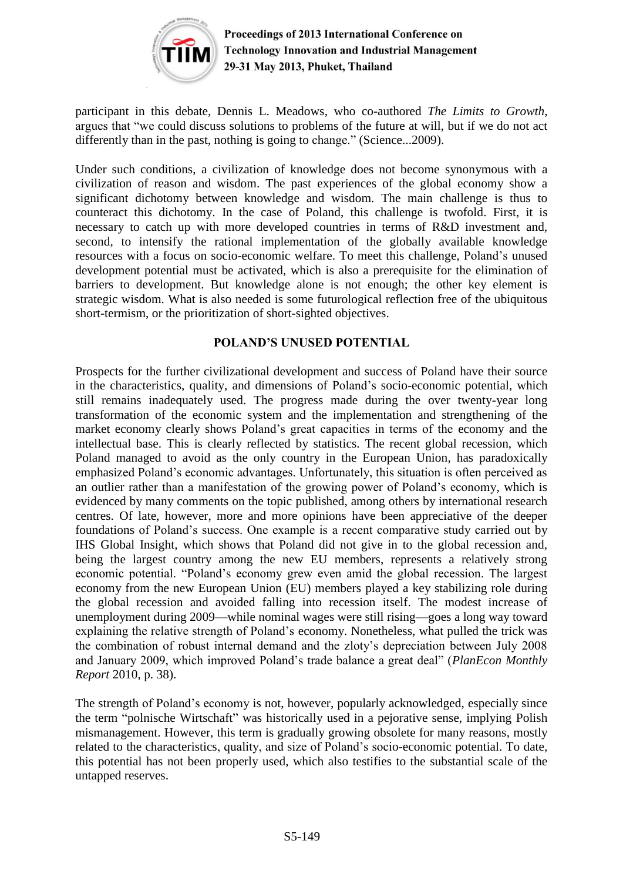participant in this debate, Dennis L. Meadows, who co-authored *The Limits to Growth*, argues that "we could discuss solutions to problems of the future at will, but if we do not act differently than in the past, nothing is going to change." (Science...2009).

Under such conditions, a civilization of knowledge does not become synonymous with a civilization of reason and wisdom. The past experiences of the global economy show a significant dichotomy between knowledge and wisdom. The main challenge is thus to counteract this dichotomy. In the case of Poland, this challenge is twofold. First, it is necessary to catch up with more developed countries in terms of R&D investment and, second, to intensify the rational implementation of the globally available knowledge resources with a focus on socio-economic welfare. To meet this challenge, Poland's unused development potential must be activated, which is also a prerequisite for the elimination of barriers to development. But knowledge alone is not enough; the other key element is strategic wisdom. What is also needed is some futurological reflection free of the ubiquitous short-termism, or the prioritization of short-sighted objectives.

## POLAND'S UNUSED POTENTIAL

Prospects for the further civilizational development and success of Poland have their source in the characteristics, quality, and dimensions of Poland's socio-economic potential, which still remains inadequately used. The progress made during the over twenty-year long transformation of the economic system and the implementation and strengthening of the market economy clearly shows Poland's great capacities in terms of the economy and the intellectual base. This is clearly reflected by statistics. The recent global recession, which Poland managed to avoid as the only country in the European Union, has paradoxically emphasized Poland's economic advantages. Unfortunately, this situation is often perceived as an outlier rather than a manifestation of the growing power of Poland's economy, which is evidenced by many comments on the topic published, among others by international research centres. Of late, however, more and more opinions have been appreciative of the deeper foundations of Poland's success. One example is a recent comparative study carried out by IHS Global Insight, which shows that Poland did not give in to the global recession and, being the largest country among the new EU members, represents a relatively strong economic potential. "Poland's economy grew even amid the global recession. The largest economy from the new European Union (EU) members played a key stabilizing role during the global recession and avoided falling into recession itself. The modest increase of unemployment during 2009—while nominal wages were still rising—goes a long way toward explaining the relative strength of Poland's economy. Nonetheless, what pulled the trick was the combination of robust internal demand and the zloty's depreciation between July 2008 and January 2009, which improved Poland's trade balance a great deal" (*PlanEcon Monthly Report* 2010, p. 38).

The strength of Poland's economy is not, however, popularly acknowledged, especially since the term "polnische Wirtschaft" was historically used in a pejorative sense, implying Polish mismanagement. However, this term is gradually growing obsolete for many reasons, mostly related to the characteristics, quality, and size of Poland's socio-economic potential. To date, this potential has not been properly used, which also testifies to the substantial scale of the untapped reserves.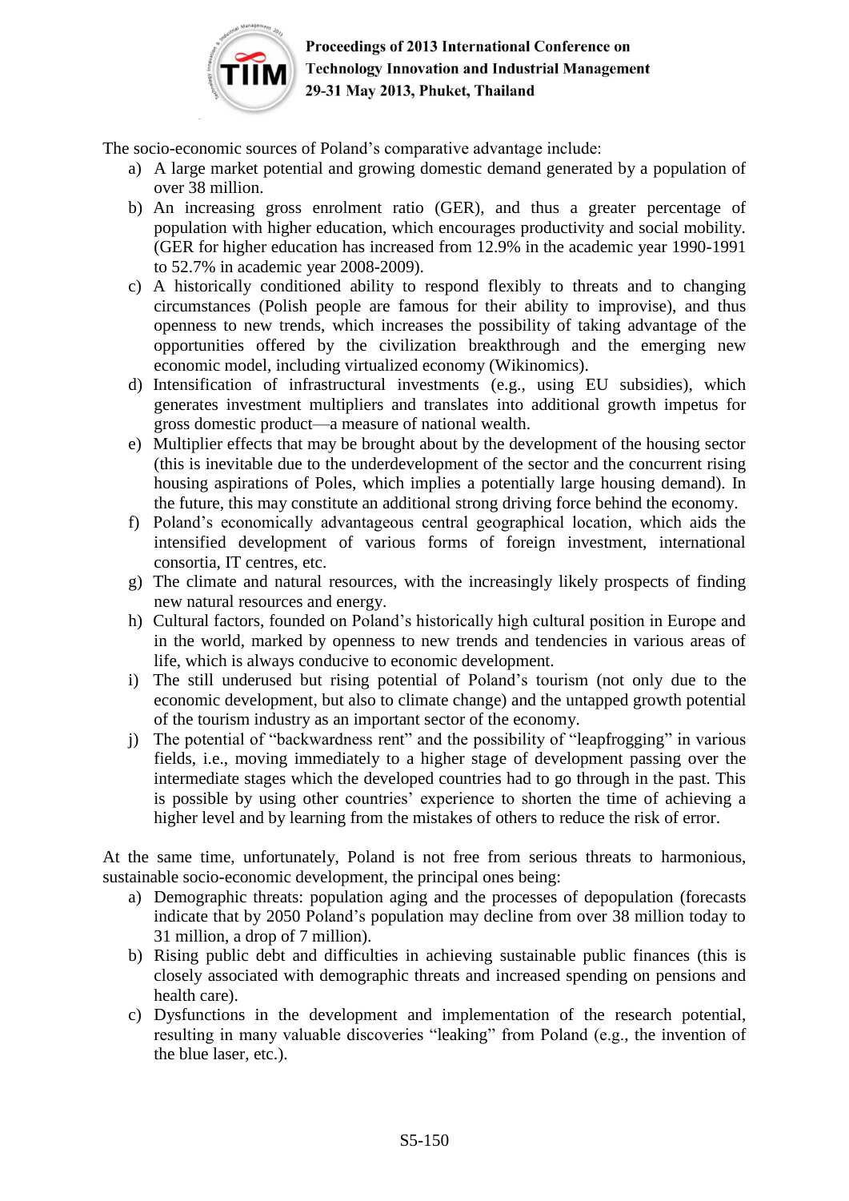The socio-economic sources of Poland's comparative advantage include:

a) A large market potential and growing domestic demand generated by a population of over 38 million.
b) An increasing gross enrolment ratio (GER), and thus a greater percentage of population with higher education, which encourages productivity and social mobility. (GER for higher education has increased from 12.9% in the academic year 1990-1991 to 52.7% in academic year 2008-2009).
c) A historically conditioned ability to respond flexibly to threats and to changing circumstances (Polish people are famous for their ability to improvise), and thus openness to new trends, which increases the possibility of taking advantage of the opportunities offered by the civilization breakthrough and the emerging new economic model, including virtualized economy (Wikinomics).
d) Intensification of infrastructural investments (e.g., using EU subsidies), which generates investment multipliers and translates into additional growth impetus for gross domestic product—a measure of national wealth.
e) Multiplier effects that may be brought about by the development of the housing sector (this is inevitable due to the underdevelopment of the sector and the concurrent rising housing aspirations of Poles, which implies a potentially large housing demand). In the future, this may constitute an additional strong driving force behind the economy.
f) Poland's economically advantageous central geographical location, which aids the intensified development of various forms of foreign investment, international consortia, IT centres, etc.
g) The climate and natural resources, with the increasingly likely prospects of finding new natural resources and energy.
h) Cultural factors, founded on Poland's historically high cultural position in Europe and in the world, marked by openness to new trends and tendencies in various areas of life, which is always conducive to economic development.
i) The still underused but rising potential of Poland's tourism (not only due to the economic development, but also to climate change) and the untapped growth potential of the tourism industry as an important sector of the economy.
j) The potential of "backwardness rent" and the possibility of "leapfrogging" in various fields, i.e., moving immediately to a higher stage of development passing over the intermediate stages which the developed countries had to go through in the past. This is possible by using other countries' experience to shorten the time of achieving a higher level and by learning from the mistakes of others to reduce the risk of error.

At the same time, unfortunately, Poland is not free from serious threats to harmonious, sustainable socio-economic development, the principal ones being:

a) Demographic threats: population aging and the processes of depopulation (forecasts indicate that by 2050 Poland's population may decline from over 38 million today to 31 million, a drop of 7 million).
b) Rising public debt and difficulties in achieving sustainable public finances (this is closely associated with demographic threats and increased spending on pensions and health care).
c) Dysfunctions in the development and implementation of the research potential, resulting in many valuable discoveries "leaking" from Poland (e.g., the invention of the blue laser, etc.).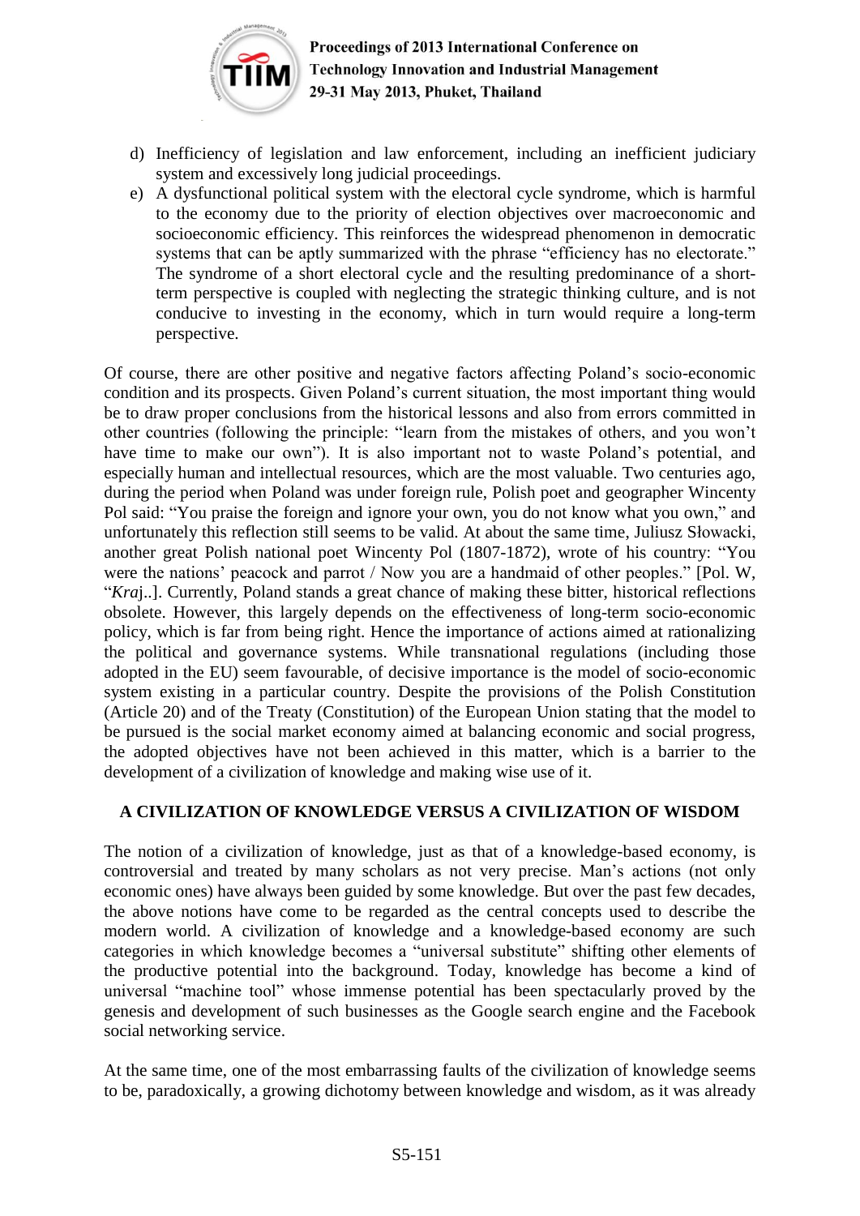d) Inefficiency of legislation and law enforcement, including an inefficient judiciary system and excessively long judicial proceedings.
e) A dysfunctional political system with the electoral cycle syndrome, which is harmful to the economy due to the priority of election objectives over macroeconomic and socioeconomic efficiency. This reinforces the widespread phenomenon in democratic systems that can be aptly summarized with the phrase "efficiency has no electorate." The syndrome of a short electoral cycle and the resulting predominance of a short-term perspective is coupled with neglecting the strategic thinking culture, and is not conducive to investing in the economy, which in turn would require a long-term perspective.

Of course, there are other positive and negative factors affecting Poland's socio-economic condition and its prospects. Given Poland's current situation, the most important thing would be to draw proper conclusions from the historical lessons and also from errors committed in other countries (following the principle: "learn from the mistakes of others, and you won't have time to make our own"). It is also important not to waste Poland's potential, and especially human and intellectual resources, which are the most valuable. Two centuries ago, during the period when Poland was under foreign rule, Polish poet and geographer Wincenty Pol said: "You praise the foreign and ignore your own, you do not know what you own," and unfortunately this reflection still seems to be valid. At about the same time, Juliusz Słowacki, another great Polish national poet Wincenty Pol (1807-1872), wrote of his country: "You were the nations' peacock and parrot / Now you are a handmaid of other peoples." [Pol. W, "*Kraj*..]. Currently, Poland stands a great chance of making these bitter, historical reflections obsolete. However, this largely depends on the effectiveness of long-term socio-economic policy, which is far from being right. Hence the importance of actions aimed at rationalizing the political and governance systems. While transnational regulations (including those adopted in the EU) seem favourable, of decisive importance is the model of socio-economic system existing in a particular country. Despite the provisions of the Polish Constitution (Article 20) and of the Treaty (Constitution) of the European Union stating that the model to be pursued is the social market economy aimed at balancing economic and social progress, the adopted objectives have not been achieved in this matter, which is a barrier to the development of a civilization of knowledge and making wise use of it.

## A CIVILIZATION OF KNOWLEDGE VERSUS A CIVILIZATION OF WISDOM

The notion of a civilization of knowledge, just as that of a knowledge-based economy, is controversial and treated by many scholars as not very precise. Man's actions (not only economic ones) have always been guided by some knowledge. But over the past few decades, the above notions have come to be regarded as the central concepts used to describe the modern world. A civilization of knowledge and a knowledge-based economy are such categories in which knowledge becomes a "universal substitute" shifting other elements of the productive potential into the background. Today, knowledge has become a kind of universal "machine tool" whose immense potential has been spectacularly proved by the genesis and development of such businesses as the Google search engine and the Facebook social networking service.

At the same time, one of the most embarrassing faults of the civilization of knowledge seems to be, paradoxically, a growing dichotomy between knowledge and wisdom, as it was already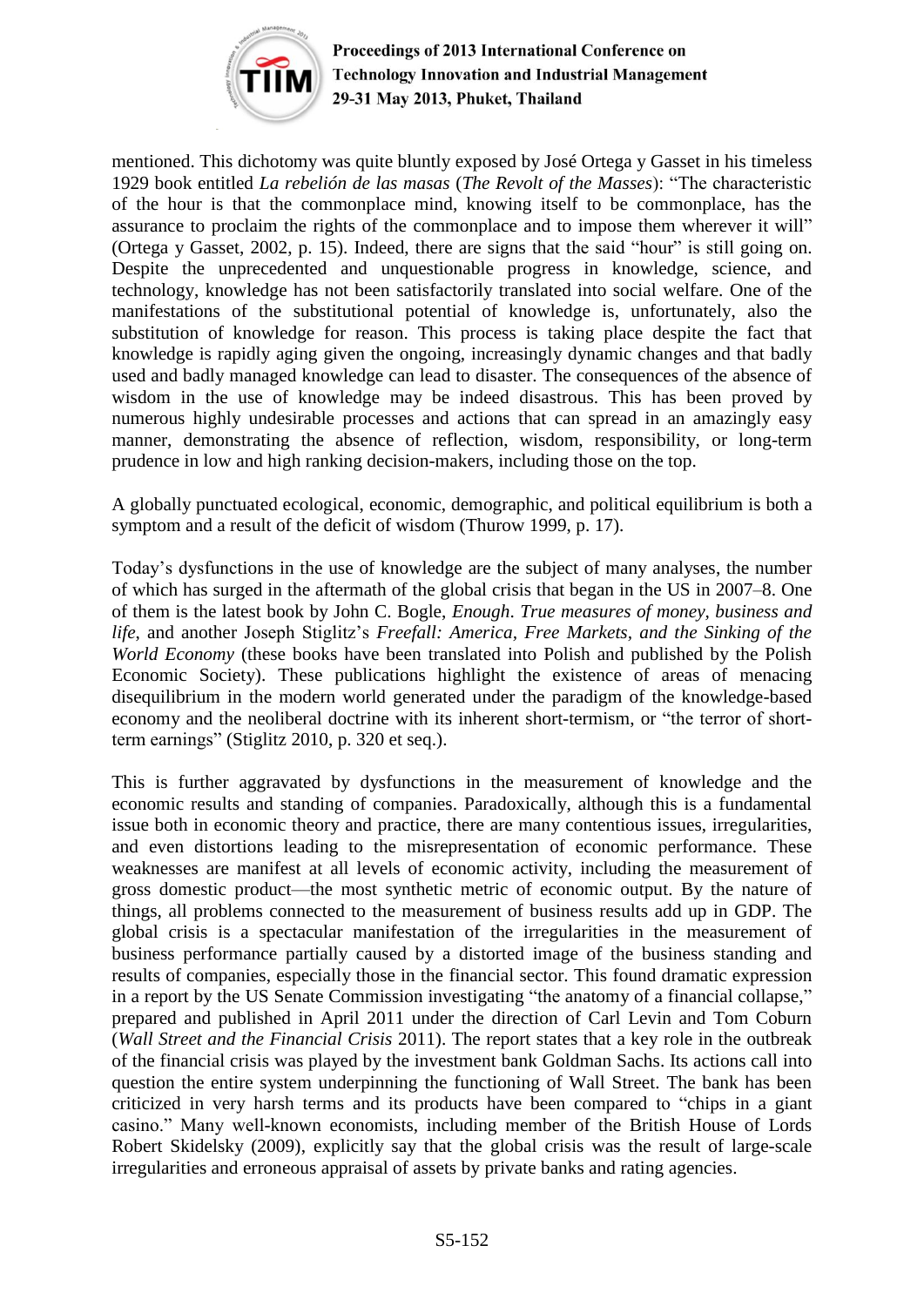mentioned. This dichotomy was quite bluntly exposed by José Ortega y Gasset in his timeless 1929 book entitled *La rebelión de las masas* (*The Revolt of the Masses*): "The characteristic of the hour is that the commonplace mind, knowing itself to be commonplace, has the assurance to proclaim the rights of the commonplace and to impose them wherever it will" (Ortega y Gasset, 2002, p. 15). Indeed, there are signs that the said "hour" is still going on. Despite the unprecedented and unquestionable progress in knowledge, science, and technology, knowledge has not been satisfactorily translated into social welfare. One of the manifestations of the substitutional potential of knowledge is, unfortunately, also the substitution of knowledge for reason. This process is taking place despite the fact that knowledge is rapidly aging given the ongoing, increasingly dynamic changes and that badly used and badly managed knowledge can lead to disaster. The consequences of the absence of wisdom in the use of knowledge may be indeed disastrous. This has been proved by numerous highly undesirable processes and actions that can spread in an amazingly easy manner, demonstrating the absence of reflection, wisdom, responsibility, or long-term prudence in low and high ranking decision-makers, including those on the top.

A globally punctuated ecological, economic, demographic, and political equilibrium is both a symptom and a result of the deficit of wisdom (Thurow 1999, p. 17).

Today's dysfunctions in the use of knowledge are the subject of many analyses, the number of which has surged in the aftermath of the global crisis that began in the US in 2007–8. One of them is the latest book by John C. Bogle, *Enough. True measures of money, business and life*, and another Joseph Stiglitz's *Freefall: America, Free Markets, and the Sinking of the World Economy* (these books have been translated into Polish and published by the Polish Economic Society). These publications highlight the existence of areas of menacing disequilibrium in the modern world generated under the paradigm of the knowledge-based economy and the neoliberal doctrine with its inherent short-termism, or "the terror of short-term earnings" (Stiglitz 2010, p. 320 et seq.).

This is further aggravated by dysfunctions in the measurement of knowledge and the economic results and standing of companies. Paradoxically, although this is a fundamental issue both in economic theory and practice, there are many contentious issues, irregularities, and even distortions leading to the misrepresentation of economic performance. These weaknesses are manifest at all levels of economic activity, including the measurement of gross domestic product—the most synthetic metric of economic output. By the nature of things, all problems connected to the measurement of business results add up in GDP. The global crisis is a spectacular manifestation of the irregularities in the measurement of business performance partially caused by a distorted image of the business standing and results of companies, especially those in the financial sector. This found dramatic expression in a report by the US Senate Commission investigating "the anatomy of a financial collapse," prepared and published in April 2011 under the direction of Carl Levin and Tom Coburn (*Wall Street and the Financial Crisis* 2011). The report states that a key role in the outbreak of the financial crisis was played by the investment bank Goldman Sachs. Its actions call into question the entire system underpinning the functioning of Wall Street. The bank has been criticized in very harsh terms and its products have been compared to "chips in a giant casino." Many well-known economists, including member of the British House of Lords Robert Skidelsky (2009), explicitly say that the global crisis was the result of large-scale irregularities and erroneous appraisal of assets by private banks and rating agencies.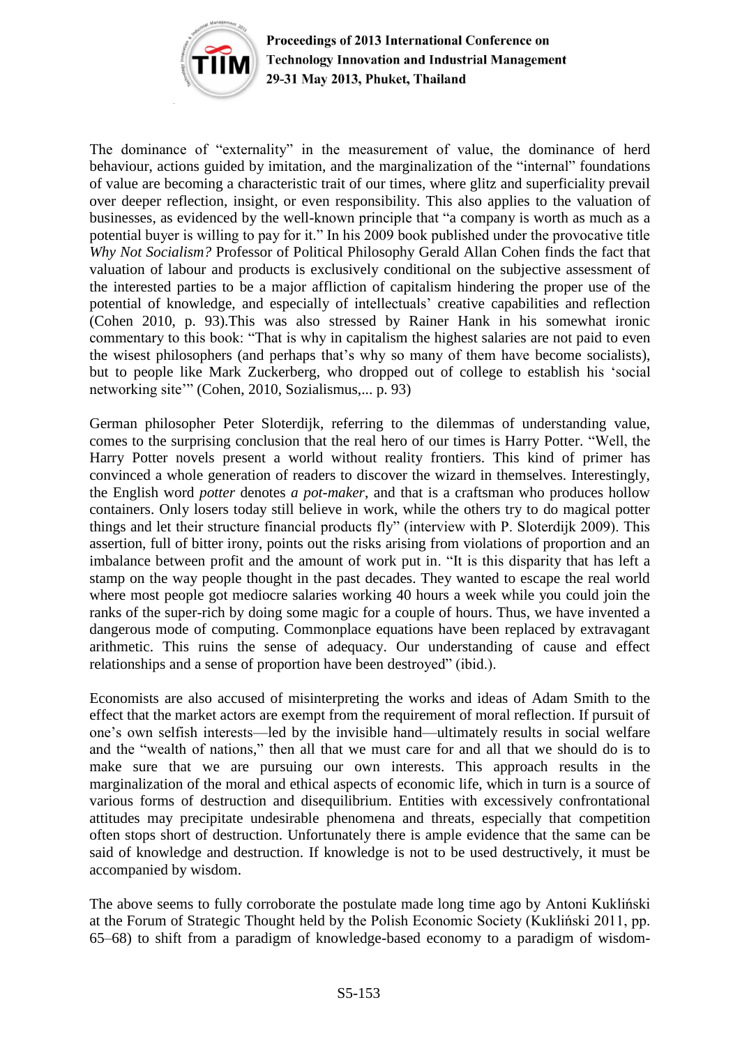The dominance of "externality" in the measurement of value, the dominance of herd behaviour, actions guided by imitation, and the marginalization of the "internal" foundations of value are becoming a characteristic trait of our times, where glitz and superficiality prevail over deeper reflection, insight, or even responsibility. This also applies to the valuation of businesses, as evidenced by the well-known principle that "a company is worth as much as a potential buyer is willing to pay for it." In his 2009 book published under the provocative title *Why Not Socialism?* Professor of Political Philosophy Gerald Allan Cohen finds the fact that valuation of labour and products is exclusively conditional on the subjective assessment of the interested parties to be a major affliction of capitalism hindering the proper use of the potential of knowledge, and especially of intellectuals' creative capabilities and reflection (Cohen 2010, p. 93).This was also stressed by Rainer Hank in his somewhat ironic commentary to this book: "That is why in capitalism the highest salaries are not paid to even the wisest philosophers (and perhaps that's why so many of them have become socialists), but to people like Mark Zuckerberg, who dropped out of college to establish his 'social networking site'" (Cohen, 2010, Sozialismus,... p. 93)

German philosopher Peter Sloterdijk, referring to the dilemmas of understanding value, comes to the surprising conclusion that the real hero of our times is Harry Potter. "Well, the Harry Potter novels present a world without reality frontiers. This kind of primer has convinced a whole generation of readers to discover the wizard in themselves. Interestingly, the English word *potter* denotes *a pot-maker*, and that is a craftsman who produces hollow containers. Only losers today still believe in work, while the others try to do magical potter things and let their structure financial products fly" (interview with P. Sloterdijk 2009). This assertion, full of bitter irony, points out the risks arising from violations of proportion and an imbalance between profit and the amount of work put in. "It is this disparity that has left a stamp on the way people thought in the past decades. They wanted to escape the real world where most people got mediocre salaries working 40 hours a week while you could join the ranks of the super-rich by doing some magic for a couple of hours. Thus, we have invented a dangerous mode of computing. Commonplace equations have been replaced by extravagant arithmetic. This ruins the sense of adequacy. Our understanding of cause and effect relationships and a sense of proportion have been destroyed" (ibid.).

Economists are also accused of misinterpreting the works and ideas of Adam Smith to the effect that the market actors are exempt from the requirement of moral reflection. If pursuit of one's own selfish interests—led by the invisible hand—ultimately results in social welfare and the "wealth of nations," then all that we must care for and all that we should do is to make sure that we are pursuing our own interests. This approach results in the marginalization of the moral and ethical aspects of economic life, which in turn is a source of various forms of destruction and disequilibrium. Entities with excessively confrontational attitudes may precipitate undesirable phenomena and threats, especially that competition often stops short of destruction. Unfortunately there is ample evidence that the same can be said of knowledge and destruction. If knowledge is not to be used destructively, it must be accompanied by wisdom.

The above seems to fully corroborate the postulate made long time ago by Antoni Kukliński at the Forum of Strategic Thought held by the Polish Economic Society (Kukliński 2011, pp. 65–68) to shift from a paradigm of knowledge-based economy to a paradigm of wisdom-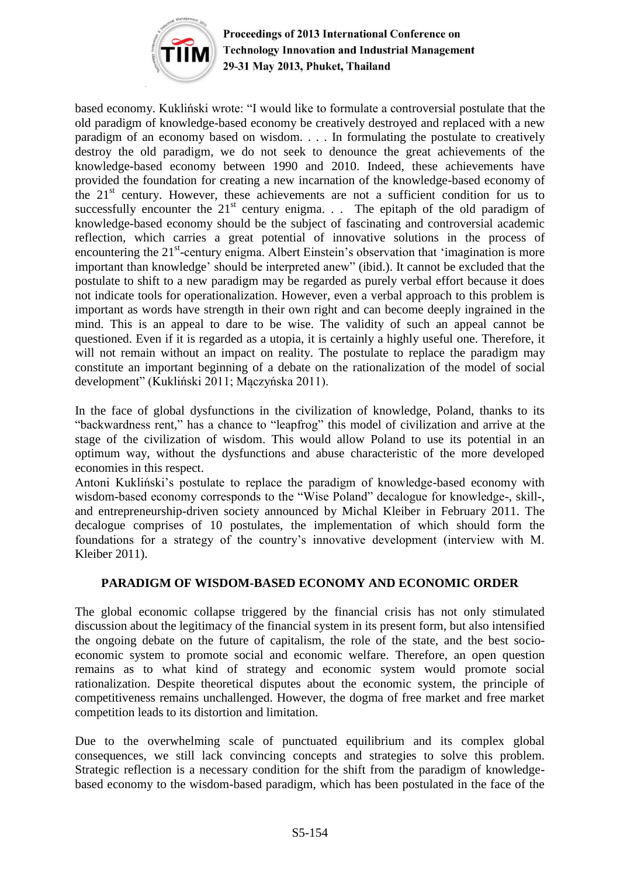based economy. Kukliński wrote: "I would like to formulate a controversial postulate that the old paradigm of knowledge-based economy be creatively destroyed and replaced with a new paradigm of an economy based on wisdom. . . . In formulating the postulate to creatively destroy the old paradigm, we do not seek to denounce the great achievements of the knowledge-based economy between 1990 and 2010. Indeed, these achievements have provided the foundation for creating a new incarnation of the knowledge-based economy of the 21st century. However, these achievements are not a sufficient condition for us to successfully encounter the 21st century enigma. . . The epitaph of the old paradigm of knowledge-based economy should be the subject of fascinating and controversial academic reflection, which carries a great potential of innovative solutions in the process of encountering the 21st-century enigma. Albert Einstein's observation that 'imagination is more important than knowledge' should be interpreted anew" (ibid.). It cannot be excluded that the postulate to shift to a new paradigm may be regarded as purely verbal effort because it does not indicate tools for operationalization. However, even a verbal approach to this problem is important as words have strength in their own right and can become deeply ingrained in the mind. This is an appeal to dare to be wise. The validity of such an appeal cannot be questioned. Even if it is regarded as a utopia, it is certainly a highly useful one. Therefore, it will not remain without an impact on reality. The postulate to replace the paradigm may constitute an important beginning of a debate on the rationalization of the model of social development" (Kukliński 2011; Mączyńska 2011).

In the face of global dysfunctions in the civilization of knowledge, Poland, thanks to its "backwardness rent," has a chance to "leapfrog" this model of civilization and arrive at the stage of the civilization of wisdom. This would allow Poland to use its potential in an optimum way, without the dysfunctions and abuse characteristic of the more developed economies in this respect.

Antoni Kukliński's postulate to replace the paradigm of knowledge-based economy with wisdom-based economy corresponds to the "Wise Poland" decalogue for knowledge-, skill-, and entrepreneurship-driven society announced by Michal Kleiber in February 2011. The decalogue comprises of 10 postulates, the implementation of which should form the foundations for a strategy of the country's innovative development (interview with M. Kleiber 2011).

## PARADIGM OF WISDOM-BASED ECONOMY AND ECONOMIC ORDER

The global economic collapse triggered by the financial crisis has not only stimulated discussion about the legitimacy of the financial system in its present form, but also intensified the ongoing debate on the future of capitalism, the role of the state, and the best socio-economic system to promote social and economic welfare. Therefore, an open question remains as to what kind of strategy and economic system would promote social rationalization. Despite theoretical disputes about the economic system, the principle of competitiveness remains unchallenged. However, the dogma of free market and free market competition leads to its distortion and limitation.

Due to the overwhelming scale of punctuated equilibrium and its complex global consequences, we still lack convincing concepts and strategies to solve this problem. Strategic reflection is a necessary condition for the shift from the paradigm of knowledge-based economy to the wisdom-based paradigm, which has been postulated in the face of the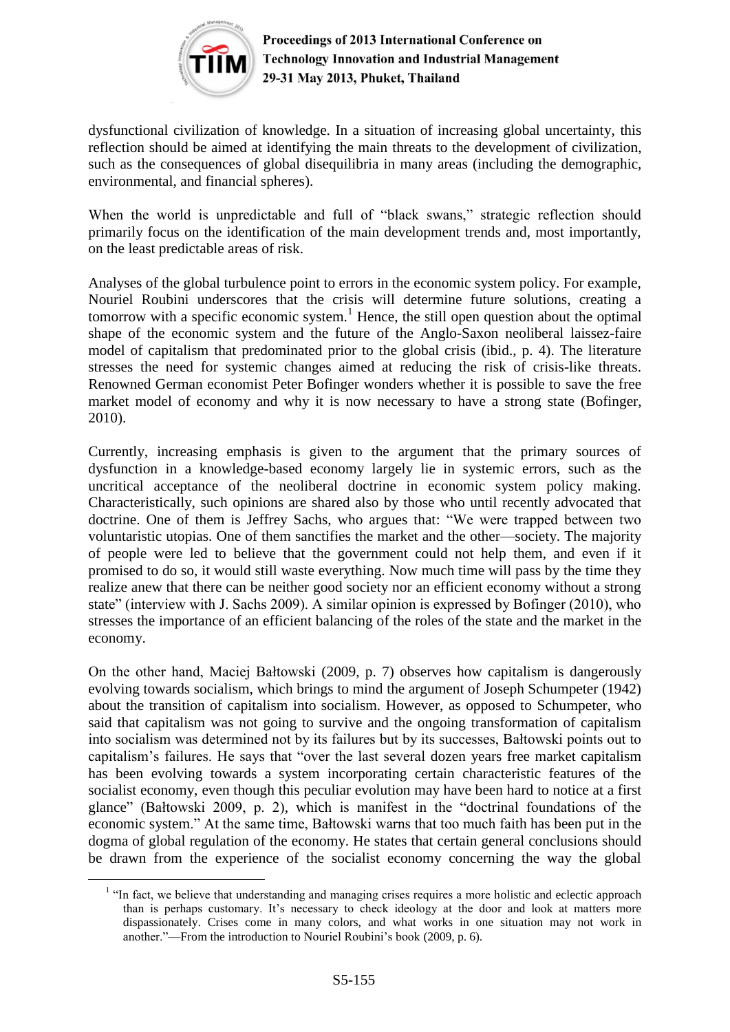dysfunctional civilization of knowledge. In a situation of increasing global uncertainty, this reflection should be aimed at identifying the main threats to the development of civilization, such as the consequences of global disequilibria in many areas (including the demographic, environmental, and financial spheres).

When the world is unpredictable and full of "black swans," strategic reflection should primarily focus on the identification of the main development trends and, most importantly, on the least predictable areas of risk.

Analyses of the global turbulence point to errors in the economic system policy. For example, Nouriel Roubini underscores that the crisis will determine future solutions, creating a tomorrow with a specific economic system.[1] Hence, the still open question about the optimal shape of the economic system and the future of the Anglo-Saxon neoliberal laissez-faire model of capitalism that predominated prior to the global crisis (ibid., p. 4). The literature stresses the need for systemic changes aimed at reducing the risk of crisis-like threats. Renowned German economist Peter Bofinger wonders whether it is possible to save the free market model of economy and why it is now necessary to have a strong state (Bofinger, 2010).

Currently, increasing emphasis is given to the argument that the primary sources of dysfunction in a knowledge-based economy largely lie in systemic errors, such as the uncritical acceptance of the neoliberal doctrine in economic system policy making. Characteristically, such opinions are shared also by those who until recently advocated that doctrine. One of them is Jeffrey Sachs, who argues that: "We were trapped between two voluntaristic utopias. One of them sanctifies the market and the other—society. The majority of people were led to believe that the government could not help them, and even if it promised to do so, it would still waste everything. Now much time will pass by the time they realize anew that there can be neither good society nor an efficient economy without a strong state" (interview with J. Sachs 2009). A similar opinion is expressed by Bofinger (2010), who stresses the importance of an efficient balancing of the roles of the state and the market in the economy.

On the other hand, Maciej Bałtowski (2009, p. 7) observes how capitalism is dangerously evolving towards socialism, which brings to mind the argument of Joseph Schumpeter (1942) about the transition of capitalism into socialism. However, as opposed to Schumpeter, who said that capitalism was not going to survive and the ongoing transformation of capitalism into socialism was determined not by its failures but by its successes, Bałtowski points out to capitalism's failures. He says that "over the last several dozen years free market capitalism has been evolving towards a system incorporating certain characteristic features of the socialist economy, even though this peculiar evolution may have been hard to notice at a first glance" (Bałtowski 2009, p. 2), which is manifest in the "doctrinal foundations of the economic system." At the same time, Bałtowski warns that too much faith has been put in the dogma of global regulation of the economy. He states that certain general conclusions should be drawn from the experience of the socialist economy concerning the way the global

[1] "In fact, we believe that understanding and managing crises requires a more holistic and eclectic approach than is perhaps customary. It's necessary to check ideology at the door and look at matters more dispassionately. Crises come in many colors, and what works in one situation may not work in another."—From the introduction to Nouriel Roubini's book (2009, p. 6).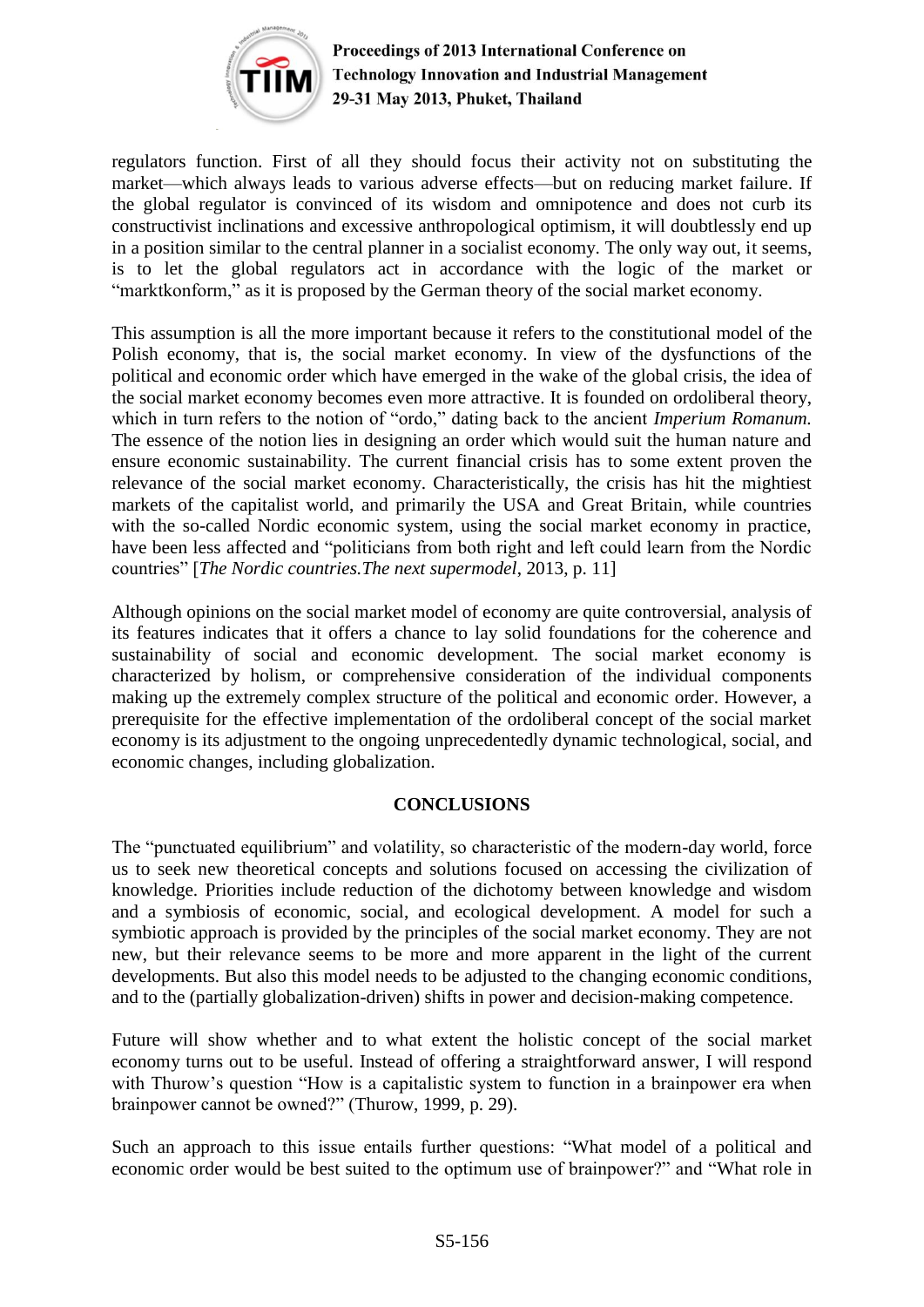regulators function. First of all they should focus their activity not on substituting the market—which always leads to various adverse effects—but on reducing market failure. If the global regulator is convinced of its wisdom and omnipotence and does not curb its constructivist inclinations and excessive anthropological optimism, it will doubtlessly end up in a position similar to the central planner in a socialist economy. The only way out, it seems, is to let the global regulators act in accordance with the logic of the market or "marktkonform," as it is proposed by the German theory of the social market economy.

This assumption is all the more important because it refers to the constitutional model of the Polish economy, that is, the social market economy. In view of the dysfunctions of the political and economic order which have emerged in the wake of the global crisis, the idea of the social market economy becomes even more attractive. It is founded on ordoliberal theory, which in turn refers to the notion of "ordo," dating back to the ancient *Imperium Romanum.* The essence of the notion lies in designing an order which would suit the human nature and ensure economic sustainability. The current financial crisis has to some extent proven the relevance of the social market economy. Characteristically, the crisis has hit the mightiest markets of the capitalist world, and primarily the USA and Great Britain, while countries with the so-called Nordic economic system, using the social market economy in practice, have been less affected and "politicians from both right and left could learn from the Nordic countries" [*The Nordic countries.The next supermodel*, 2013, p. 11]

Although opinions on the social market model of economy are quite controversial, analysis of its features indicates that it offers a chance to lay solid foundations for the coherence and sustainability of social and economic development. The social market economy is characterized by holism, or comprehensive consideration of the individual components making up the extremely complex structure of the political and economic order. However, a prerequisite for the effective implementation of the ordoliberal concept of the social market economy is its adjustment to the ongoing unprecedentedly dynamic technological, social, and economic changes, including globalization.

## CONCLUSIONS

The "punctuated equilibrium" and volatility, so characteristic of the modern-day world, force us to seek new theoretical concepts and solutions focused on accessing the civilization of knowledge. Priorities include reduction of the dichotomy between knowledge and wisdom and a symbiosis of economic, social, and ecological development. A model for such a symbiotic approach is provided by the principles of the social market economy. They are not new, but their relevance seems to be more and more apparent in the light of the current developments. But also this model needs to be adjusted to the changing economic conditions, and to the (partially globalization-driven) shifts in power and decision-making competence.

Future will show whether and to what extent the holistic concept of the social market economy turns out to be useful. Instead of offering a straightforward answer, I will respond with Thurow's question "How is a capitalistic system to function in a brainpower era when brainpower cannot be owned?" (Thurow, 1999, p. 29).

Such an approach to this issue entails further questions: "What model of a political and economic order would be best suited to the optimum use of brainpower?" and "What role in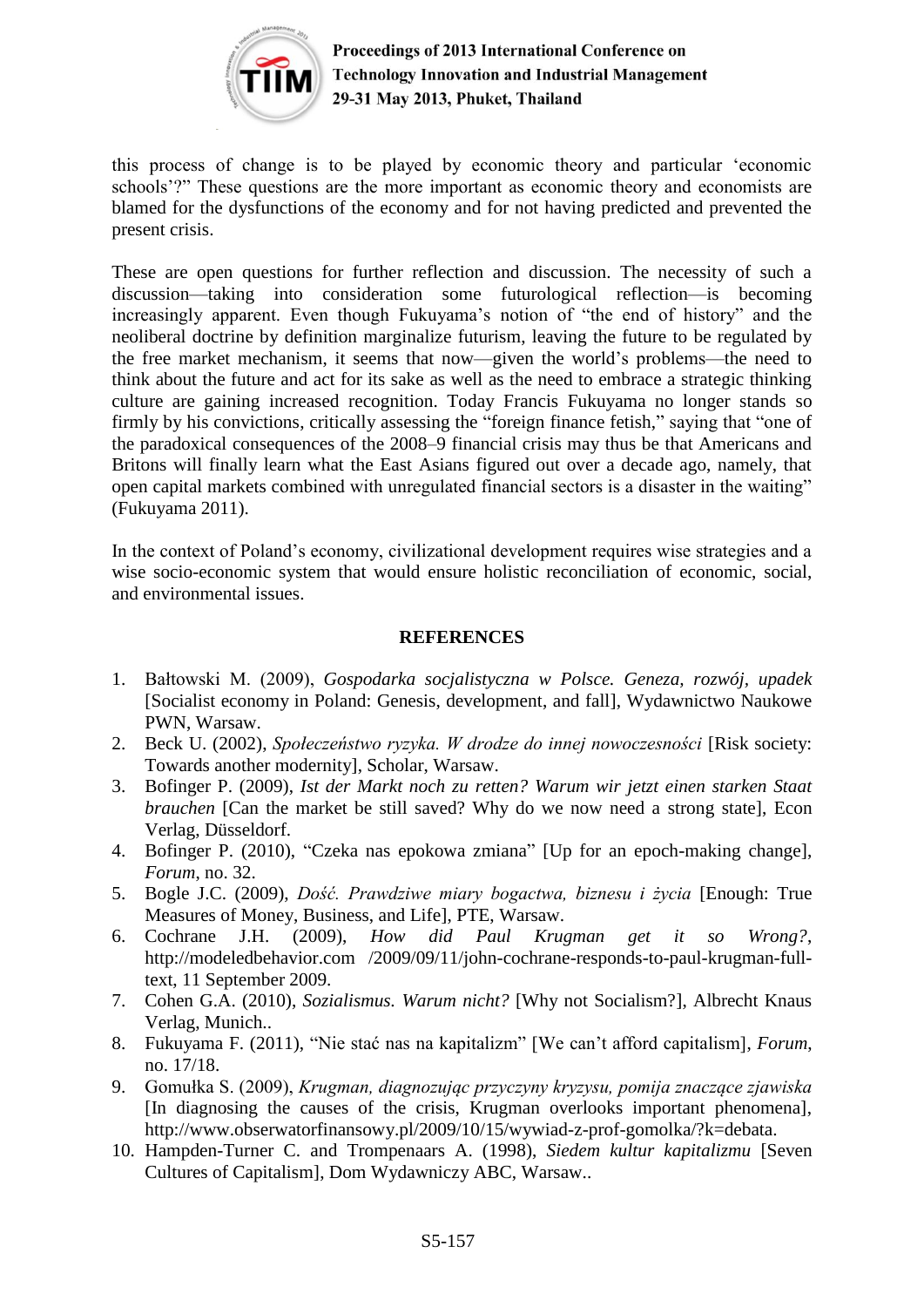this process of change is to be played by economic theory and particular 'economic schools'?" These questions are the more important as economic theory and economists are blamed for the dysfunctions of the economy and for not having predicted and prevented the present crisis.

These are open questions for further reflection and discussion. The necessity of such a discussion—taking into consideration some futurological reflection—is becoming increasingly apparent. Even though Fukuyama's notion of "the end of history" and the neoliberal doctrine by definition marginalize futurism, leaving the future to be regulated by the free market mechanism, it seems that now—given the world's problems—the need to think about the future and act for its sake as well as the need to embrace a strategic thinking culture are gaining increased recognition. Today Francis Fukuyama no longer stands so firmly by his convictions, critically assessing the "foreign finance fetish," saying that "one of the paradoxical consequences of the 2008–9 financial crisis may thus be that Americans and Britons will finally learn what the East Asians figured out over a decade ago, namely, that open capital markets combined with unregulated financial sectors is a disaster in the waiting" (Fukuyama 2011).

In the context of Poland's economy, civilizational development requires wise strategies and a wise socio-economic system that would ensure holistic reconciliation of economic, social, and environmental issues.

## REFERENCES

1. Bałtowski M. (2009), *Gospodarka socjalistyczna w Polsce. Geneza, rozwój, upadek* [Socialist economy in Poland: Genesis, development, and fall], Wydawnictwo Naukowe PWN, Warsaw.
2. Beck U. (2002), *Społeczeństwo ryzyka. W drodze do innej nowoczesności* [Risk society: Towards another modernity], Scholar, Warsaw.
3. Bofinger P. (2009), *Ist der Markt noch zu retten? Warum wir jetzt einen starken Staat brauchen* [Can the market be still saved? Why do we now need a strong state], Econ Verlag, Düsseldorf.
4. Bofinger P. (2010), "Czeka nas epokowa zmiana" [Up for an epoch-making change], *Forum*, no. 32.
5. Bogle J.C. (2009), *Dość. Prawdziwe miary bogactwa, biznesu i życia* [Enough: True Measures of Money, Business, and Life], PTE, Warsaw.
6. Cochrane J.H. (2009), *How did Paul Krugman get it so Wrong?*, http://modeledbehavior.com /2009/09/11/john-cochrane-responds-to-paul-krugman-full-text, 11 September 2009.
7. Cohen G.A. (2010), *Sozialismus. Warum nicht?* [Why not Socialism?], Albrecht Knaus Verlag, Munich..
8. Fukuyama F. (2011), "Nie stać nas na kapitalizm" [We can't afford capitalism], *Forum*, no. 17/18.
9. Gomułka S. (2009), *Krugman, diagnozując przyczyny kryzysu, pomija znaczące zjawiska* [In diagnosing the causes of the crisis, Krugman overlooks important phenomena], http://www.obserwatorfinansowy.pl/2009/10/15/wywiad-z-prof-gomolka/?k=debata.
10. Hampden-Turner C. and Trompenaars A. (1998), *Siedem kultur kapitalizmu* [Seven Cultures of Capitalism], Dom Wydawniczy ABC, Warsaw..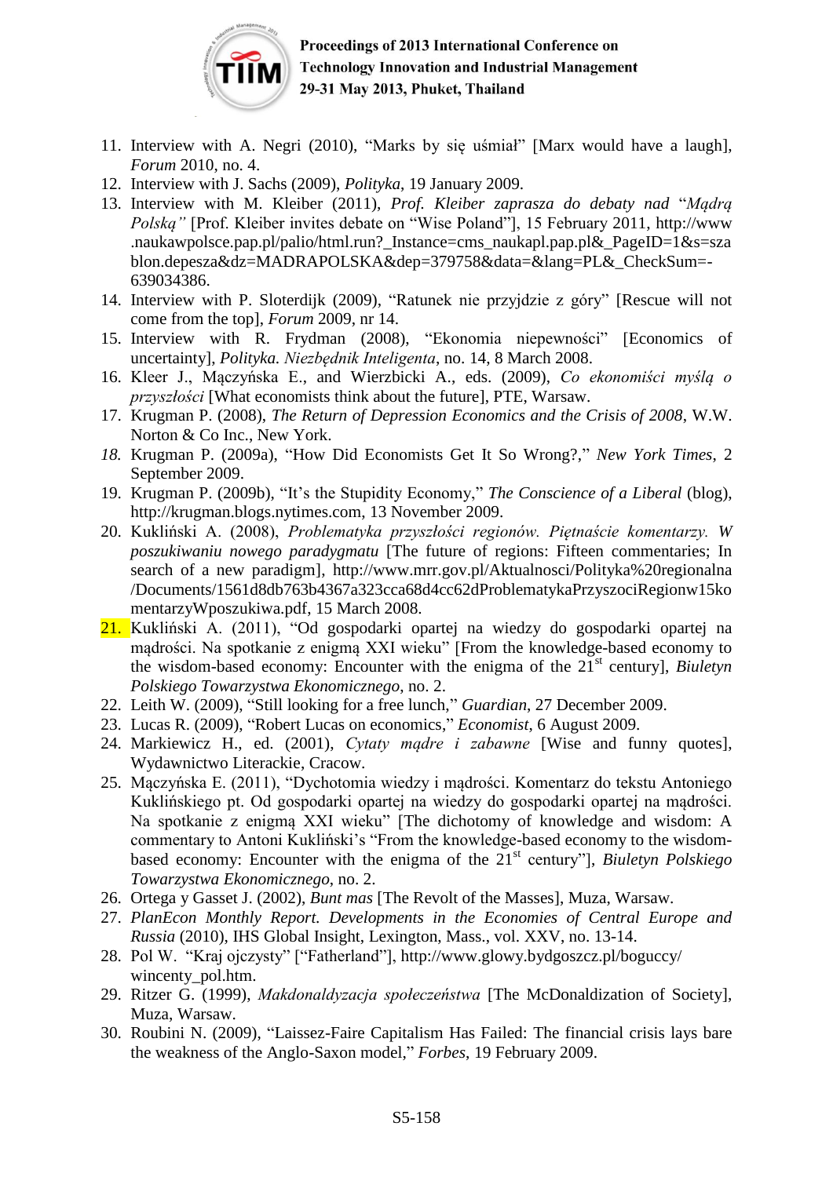11. Interview with A. Negri (2010), "Marks by się uśmiał" [Marx would have a laugh], *Forum* 2010, no. 4.
12. Interview with J. Sachs (2009), *Polityka*, 19 January 2009.
13. Interview with M. Kleiber (2011), *Prof. Kleiber zaprasza do debaty nad "Mądrą Polską"* [Prof. Kleiber invites debate on "Wise Poland"], 15 February 2011, http://www.naukawpolsce.pap.pl/palio/html.run?_Instance=cms_naukapl.pap.pl&_PageID=1&s=szablon.depesza&dz=MADRAPOLSKA&dep=379758&data=&lang=PL&_CheckSum=-639034386.
14. Interview with P. Sloterdijk (2009), "Ratunek nie przyjdzie z góry" [Rescue will not come from the top], *Forum* 2009, nr 14.
15. Interview with R. Frydman (2008), "Ekonomia niepewności" [Economics of uncertainty], *Polityka. Niezbędnik Inteligenta*, no. 14, 8 March 2008.
16. Kleer J., Mączyńska E., and Wierzbicki A., eds. (2009), *Co ekonomiści myślą o przyszłości* [What economists think about the future], PTE, Warsaw.
17. Krugman P. (2008), *The Return of Depression Economics and the Crisis of 2008*, W.W. Norton & Co Inc., New York.
18. Krugman P. (2009a), "How Did Economists Get It So Wrong?," *New York Times*, 2 September 2009.
19. Krugman P. (2009b), "It's the Stupidity Economy," *The Conscience of a Liberal* (blog), http://krugman.blogs.nytimes.com, 13 November 2009.
20. Kukliński A. (2008), *Problematyka przyszłości regionów. Piętnaście komentarzy. W poszukiwaniu nowego paradygmatu* [The future of regions: Fifteen commentaries; In search of a new paradigm], http://www.mrr.gov.pl/Aktualnosci/Polityka%20regionalna/Documents/1561d8db763b4367a323cca68d4cc62dProblematykaPrzyszociRegionw15komentarzyWposzukiwa.pdf, 15 March 2008.
21. Kukliński A. (2011), "Od gospodarki opartej na wiedzy do gospodarki opartej na mądrości. Na spotkanie z enigmą XXI wieku" [From the knowledge-based economy to the wisdom-based economy: Encounter with the enigma of the 21st century], *Biuletyn Polskiego Towarzystwa Ekonomicznego*, no. 2.
22. Leith W. (2009), "Still looking for a free lunch," *Guardian*, 27 December 2009.
23. Lucas R. (2009), "Robert Lucas on economics," *Economist*, 6 August 2009.
24. Markiewicz H., ed. (2001), *Cytaty mądre i zabawne* [Wise and funny quotes], Wydawnictwo Literackie, Cracow.
25. Mączyńska E. (2011), "Dychotomia wiedzy i mądrości. Komentarz do tekstu Antoniego Kuklińskiego pt. Od gospodarki opartej na wiedzy do gospodarki opartej na mądrości. Na spotkanie z enigmą XXI wieku" [The dichotomy of knowledge and wisdom: A commentary to Antoni Kukliński's "From the knowledge-based economy to the wisdom-based economy: Encounter with the enigma of the 21st century"], *Biuletyn Polskiego Towarzystwa Ekonomicznego*, no. 2.
26. Ortega y Gasset J. (2002), *Bunt mas* [The Revolt of the Masses], Muza, Warsaw.
27. *PlanEcon Monthly Report. Developments in the Economies of Central Europe and Russia* (2010), IHS Global Insight, Lexington, Mass., vol. XXV, no. 13-14.
28. Pol W. "Kraj ojczysty" ["Fatherland"], http://www.glowy.bydgoszcz.pl/boguccy/wincenty_pol.htm.
29. Ritzer G. (1999), *Makdonaldyzacja społeczeństwa* [The McDonaldization of Society], Muza, Warsaw.
30. Roubini N. (2009), "Laissez-Faire Capitalism Has Failed: The financial crisis lays bare the weakness of the Anglo-Saxon model," *Forbes*, 19 February 2009.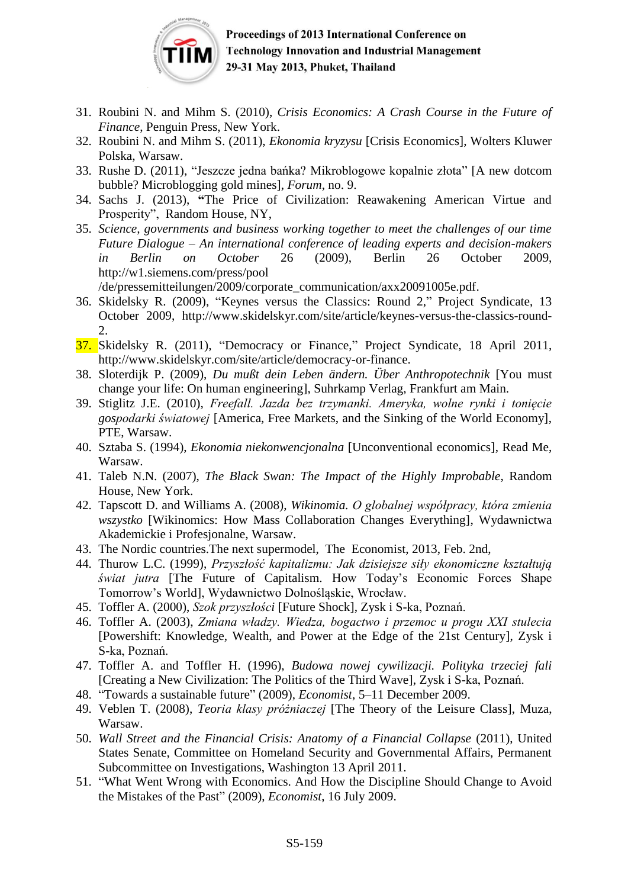31. Roubini N. and Mihm S. (2010), *Crisis Economics: A Crash Course in the Future of Finance*, Penguin Press, New York.
32. Roubini N. and Mihm S. (2011), *Ekonomia kryzysu* [Crisis Economics], Wolters Kluwer Polska, Warsaw.
33. Rushe D. (2011), "Jeszcze jedna bańka? Mikroblogowe kopalnie złota" [A new dotcom bubble? Microblogging gold mines], *Forum*, no. 9.
34. Sachs J. (2013), **"**The Price of Civilization: Reawakening American Virtue and Prosperity", Random House, NY,
35. *Science, governments and business working together to meet the challenges of our time Future Dialogue – An international conference of leading experts and decision-makers in Berlin on October* 26 (2009), Berlin 26 October 2009, http://w1.siemens.com/press/pool /de/pressemitteilungen/2009/corporate_communication/axx20091005e.pdf.
36. Skidelsky R. (2009), "Keynes versus the Classics: Round 2," Project Syndicate, 13 October 2009, http://www.skidelskyr.com/site/article/keynes-versus-the-classics-round-2.
37. Skidelsky R. (2011), "Democracy or Finance," Project Syndicate, 18 April 2011, http://www.skidelskyr.com/site/article/democracy-or-finance.
38. Sloterdijk P. (2009), *Du mußt dein Leben ändern. Über Anthropotechnik* [You must change your life: On human engineering], Suhrkamp Verlag, Frankfurt am Main.
39. Stiglitz J.E. (2010), *Freefall. Jazda bez trzymanki. Ameryka, wolne rynki i tonięcie gospodarki światowej* [America, Free Markets, and the Sinking of the World Economy], PTE, Warsaw.
40. Sztaba S. (1994), *Ekonomia niekonwencjonalna* [Unconventional economics], Read Me, Warsaw.
41. Taleb N.N. (2007), *The Black Swan: The Impact of the Highly Improbable*, Random House, New York.
42. Tapscott D. and Williams A. (2008), *Wikinomia. O globalnej współpracy, która zmienia wszystko* [Wikinomics: How Mass Collaboration Changes Everything], Wydawnictwa Akademickie i Profesjonalne, Warsaw.
43. The Nordic countries.The next supermodel, The Economist, 2013, Feb. 2nd,
44. Thurow L.C. (1999), *Przyszłość kapitalizmu: Jak dzisiejsze siły ekonomiczne kształtują świat jutra* [The Future of Capitalism. How Today's Economic Forces Shape Tomorrow's World], Wydawnictwo Dolnośląskie, Wrocław.
45. Toffler A. (2000), *Szok przyszłości* [Future Shock], Zysk i S-ka, Poznań.
46. Toffler A. (2003), *Zmiana władzy. Wiedza, bogactwo i przemoc u progu XXI stulecia* [Powershift: Knowledge, Wealth, and Power at the Edge of the 21st Century], Zysk i S-ka, Poznań.
47. Toffler A. and Toffler H. (1996), *Budowa nowej cywilizacji. Polityka trzeciej fali* [Creating a New Civilization: The Politics of the Third Wave], Zysk i S-ka, Poznań.
48. "Towards a sustainable future" (2009), *Economist*, 5–11 December 2009.
49. Veblen T. (2008), *Teoria klasy próżniaczej* [The Theory of the Leisure Class], Muza, Warsaw.
50. *Wall Street and the Financial Crisis: Anatomy of a Financial Collapse* (2011), United States Senate, Committee on Homeland Security and Governmental Affairs, Permanent Subcommittee on Investigations, Washington 13 April 2011.
51. "What Went Wrong with Economics. And How the Discipline Should Change to Avoid the Mistakes of the Past" (2009), *Economist*, 16 July 2009.